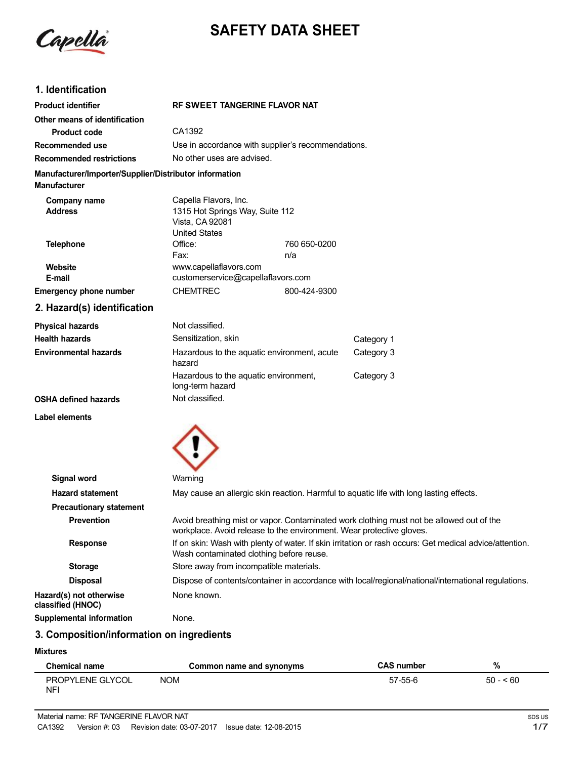# SAFETY DATA SHEET

## 1. Identification

| | |
|---|---|
| **Product identifier** | **RF SWEET TANGERINE FLAVOR NAT** |
| **Other means of identification** | |
| **Product code** | CA1392 |
| **Recommended use** | Use in accordance with supplier's recommendations. |
| **Recommended restrictions** | No other uses are advised. |

**Manufacturer/Importer/Supplier/Distributor information**

**Manufacturer**

| | | |
|---|---|---|
| **Company name** | Capella Flavors, Inc. | |
| **Address** | 1315 Hot Springs Way, Suite 112<br>Vista, CA 92081<br>United States | |
| **Telephone** | Office: | 760 650-0200 |
| | Fax: | n/a |
| **Website** | www.capellaflavors.com | |
| **E-mail** | customerservice@capellaflavors.com | |
| **Emergency phone number** | CHEMTREC | 800-424-9300 |

## 2. Hazard(s) identification

| | | |
|---|---|---|
| **Physical hazards** | Not classified. | |
| **Health hazards** | Sensitization, skin | Category 1 |
| **Environmental hazards** | Hazardous to the aquatic environment, acute hazard | Category 3 |
| | Hazardous to the aquatic environment, long-term hazard | Category 3 |
| **OSHA defined hazards** | Not classified. | |

**Label elements**

**Signal word** Warning

**Hazard statement** May cause an allergic skin reaction. Harmful to aquatic life with long lasting effects.

**Precautionary statement**

**Prevention** Avoid breathing mist or vapor. Contaminated work clothing must not be allowed out of the workplace. Avoid release to the environment. Wear protective gloves.

**Response** If on skin: Wash with plenty of water. If skin irritation or rash occurs: Get medical advice/attention. Wash contaminated clothing before reuse.

**Storage** Store away from incompatible materials.

**Disposal** Dispose of contents/container in accordance with local/regional/national/international regulations.

**Hazard(s) not otherwise classified (HNOC)** None known.

**Supplemental information** None.

## 3. Composition/information on ingredients

**Mixtures**

| Chemical name | Common name and synonyms | CAS number | % |
|---|---|---|---|
| PROPYLENE GLYCOL NFI | NOM | 57-55-6 | 50 - < 60 |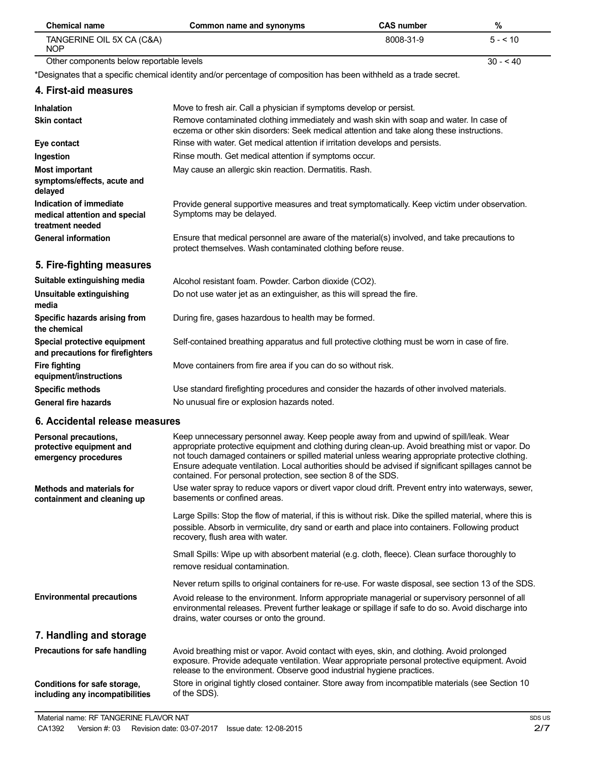| Chemical name | Common name and synonyms | CAS number | % |
|---|---|---|---|
| TANGERINE OIL 5X CA (C&A) NOP | | 8008-31-9 | 5 - < 10 |
| Other components below reportable levels | | | 30 - < 40 |

*Designates that a specific chemical identity and/or percentage of composition has been withheld as a trade secret.

## 4. First-aid measures

| | |
|---|---|
| **Inhalation** | Move to fresh air. Call a physician if symptoms develop or persist. |
| **Skin contact** | Remove contaminated clothing immediately and wash skin with soap and water. In case of eczema or other skin disorders: Seek medical attention and take along these instructions. |
| **Eye contact** | Rinse with water. Get medical attention if irritation develops and persists. |
| **Ingestion** | Rinse mouth. Get medical attention if symptoms occur. |
| **Most important symptoms/effects, acute and delayed** | May cause an allergic skin reaction. Dermatitis. Rash. |
| **Indication of immediate medical attention and special treatment needed** | Provide general supportive measures and treat symptomatically. Keep victim under observation. Symptoms may be delayed. |
| **General information** | Ensure that medical personnel are aware of the material(s) involved, and take precautions to protect themselves. Wash contaminated clothing before reuse. |

## 5. Fire-fighting measures

| | |
|---|---|
| **Suitable extinguishing media** | Alcohol resistant foam. Powder. Carbon dioxide ($CO_2$). |
| **Unsuitable extinguishing media** | Do not use water jet as an extinguisher, as this will spread the fire. |
| **Specific hazards arising from the chemical** | During fire, gases hazardous to health may be formed. |
| **Special protective equipment and precautions for firefighters** | Self-contained breathing apparatus and full protective clothing must be worn in case of fire. |
| **Fire fighting equipment/instructions** | Move containers from fire area if you can do so without risk. |
| **Specific methods** | Use standard firefighting procedures and consider the hazards of other involved materials. |
| **General fire hazards** | No unusual fire or explosion hazards noted. |

## 6. Accidental release measures

**Personal precautions, protective equipment and emergency procedures**

Keep unnecessary personnel away. Keep people away from and upwind of spill/leak. Wear appropriate protective equipment and clothing during clean-up. Avoid breathing mist or vapor. Do not touch damaged containers or spilled material unless wearing appropriate protective clothing. Ensure adequate ventilation. Local authorities should be advised if significant spillages cannot be contained. For personal protection, see section 8 of the SDS.

**Methods and materials for containment and cleaning up**

Use water spray to reduce vapors or divert vapor cloud drift. Prevent entry into waterways, sewer, basements or confined areas.

Large Spills: Stop the flow of material, if this is without risk. Dike the spilled material, where this is possible. Absorb in vermiculite, dry sand or earth and place into containers. Following product recovery, flush area with water.

Small Spills: Wipe up with absorbent material (e.g. cloth, fleece). Clean surface thoroughly to remove residual contamination.

Never return spills to original containers for re-use. For waste disposal, see section 13 of the SDS.

**Environmental precautions**

Avoid release to the environment. Inform appropriate managerial or supervisory personnel of all environmental releases. Prevent further leakage or spillage if safe to do so. Avoid discharge into drains, water courses or onto the ground.

## 7. Handling and storage

**Precautions for safe handling**

Avoid breathing mist or vapor. Avoid contact with eyes, skin, and clothing. Avoid prolonged exposure. Provide adequate ventilation. Wear appropriate personal protective equipment. Avoid release to the environment. Observe good industrial hygiene practices.

**Conditions for safe storage, including any incompatibilities**

Store in original tightly closed container. Store away from incompatible materials (see Section 10 of the SDS).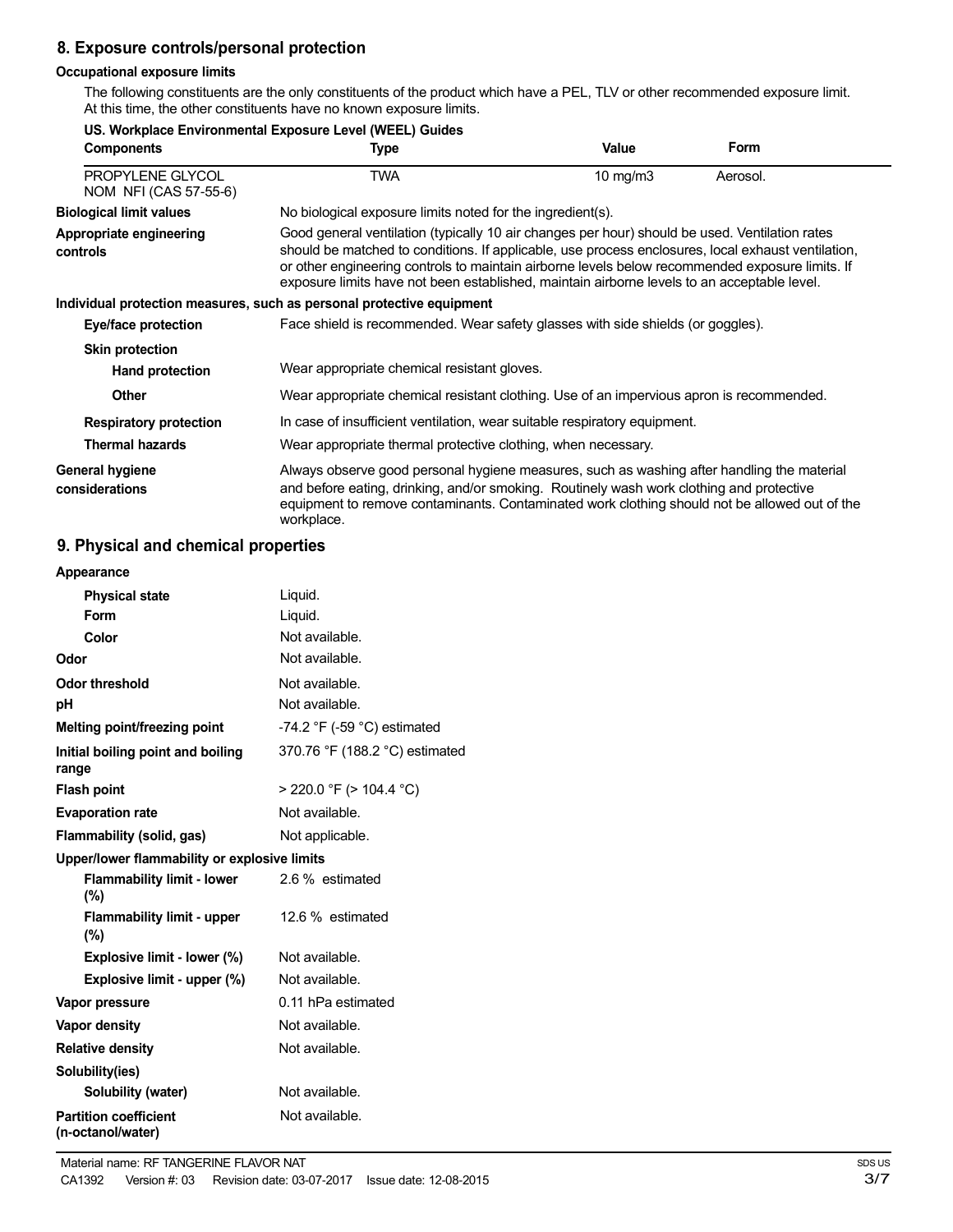## 8. Exposure controls/personal protection

### Occupational exposure limits

The following constituents are the only constituents of the product which have a PEL, TLV or other recommended exposure limit. At this time, the other constituents have no known exposure limits.

**US. Workplace Environmental Exposure Level (WEEL) Guides**

| Components | Type | Value | Form |
|---|---|---|---|
| PROPYLENE GLYCOL NOM NFI (CAS 57-55-6) | TWA | 10 mg/m3 | Aerosol. |

**Biological limit values**
No biological exposure limits noted for the ingredient(s).

**Appropriate engineering controls**
Good general ventilation (typically 10 air changes per hour) should be used. Ventilation rates should be matched to conditions. If applicable, use process enclosures, local exhaust ventilation, or other engineering controls to maintain airborne levels below recommended exposure limits. If exposure limits have not been established, maintain airborne levels to an acceptable level.

**Individual protection measures, such as personal protective equipment**

**Eye/face protection**
Face shield is recommended. Wear safety glasses with side shields (or goggles).

**Skin protection**

**Hand protection**
Wear appropriate chemical resistant gloves.

**Other**
Wear appropriate chemical resistant clothing. Use of an impervious apron is recommended.

**Respiratory protection**
In case of insufficient ventilation, wear suitable respiratory equipment.

**Thermal hazards**
Wear appropriate thermal protective clothing, when necessary.

**General hygiene considerations**
Always observe good personal hygiene measures, such as washing after handling the material and before eating, drinking, and/or smoking. Routinely wash work clothing and protective equipment to remove contaminants. Contaminated work clothing should not be allowed out of the workplace.

## 9. Physical and chemical properties

| Property | Value |
|---|---|
| **Appearance** | |
| Physical state | Liquid. |
| Form | Liquid. |
| Color | Not available. |
| **Odor** | Not available. |
| **Odor threshold** | Not available. |
| **pH** | Not available. |
| **Melting point/freezing point** | -74.2 °F (-59 °C) estimated |
| **Initial boiling point and boiling range** | 370.76 °F (188.2 °C) estimated |
| **Flash point** | > 220.0 °F (> 104.4 °C) |
| **Evaporation rate** | Not available. |
| **Flammability (solid, gas)** | Not applicable. |
| **Upper/lower flammability or explosive limits** | |
| Flammability limit - lower (%) | 2.6 % estimated |
| Flammability limit - upper (%) | 12.6 % estimated |
| Explosive limit - lower (%) | Not available. |
| Explosive limit - upper (%) | Not available. |
| **Vapor pressure** | 0.11 hPa estimated |
| **Vapor density** | Not available. |
| **Relative density** | Not available. |
| **Solubility(ies)** | |
| Solubility (water) | Not available. |
| **Partition coefficient (n-octanol/water)** | Not available. |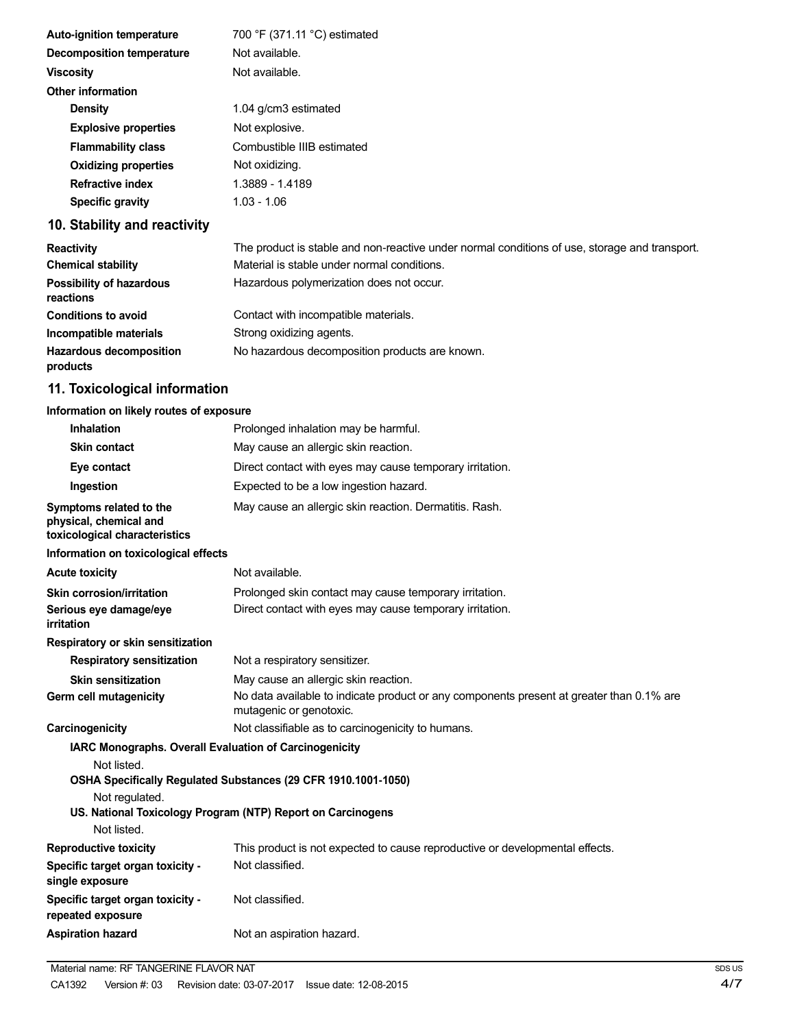| | |
|---|---|
| **Auto-ignition temperature** | 700 °F (371.11 °C) estimated |
| **Decomposition temperature** | Not available. |
| **Viscosity** | Not available. |
| **Other information** | |
| **Density** | 1.04 g/cm3 estimated |
| **Explosive properties** | Not explosive. |
| **Flammability class** | Combustible IIIB estimated |
| **Oxidizing properties** | Not oxidizing. |
| **Refractive index** | 1.3889 - 1.4189 |
| **Specific gravity** | 1.03 - 1.06 |

## 10. Stability and reactivity

| | |
|---|---|
| **Reactivity** | The product is stable and non-reactive under normal conditions of use, storage and transport. |
| **Chemical stability** | Material is stable under normal conditions. |
| **Possibility of hazardous reactions** | Hazardous polymerization does not occur. |
| **Conditions to avoid** | Contact with incompatible materials. |
| **Incompatible materials** | Strong oxidizing agents. |
| **Hazardous decomposition products** | No hazardous decomposition products are known. |

## 11. Toxicological information

**Information on likely routes of exposure**

| | |
|---|---|
| **Inhalation** | Prolonged inhalation may be harmful. |
| **Skin contact** | May cause an allergic skin reaction. |
| **Eye contact** | Direct contact with eyes may cause temporary irritation. |
| **Ingestion** | Expected to be a low ingestion hazard. |
| **Symptoms related to the physical, chemical and toxicological characteristics** | May cause an allergic skin reaction. Dermatitis. Rash. |

**Information on toxicological effects**

| | |
|---|---|
| **Acute toxicity** | Not available. |
| **Skin corrosion/irritation** | Prolonged skin contact may cause temporary irritation. |
| **Serious eye damage/eye irritation** | Direct contact with eyes may cause temporary irritation. |
| **Respiratory or skin sensitization** | |
| **Respiratory sensitization** | Not a respiratory sensitizer. |
| **Skin sensitization** | May cause an allergic skin reaction. |
| **Germ cell mutagenicity** | No data available to indicate product or any components present at greater than 0.1% are mutagenic or genotoxic. |
| **Carcinogenicity** | Not classifiable as to carcinogenicity to humans. |

**IARC Monographs. Overall Evaluation of Carcinogenicity**

Not listed.

**OSHA Specifically Regulated Substances (29 CFR 1910.1001-1050)**

Not regulated.

**US. National Toxicology Program (NTP) Report on Carcinogens**

Not listed.

| | |
|---|---|
| **Reproductive toxicity** | This product is not expected to cause reproductive or developmental effects. |
| **Specific target organ toxicity - single exposure** | Not classified. |
| **Specific target organ toxicity - repeated exposure** | Not classified. |
| **Aspiration hazard** | Not an aspiration hazard. |

Material name: RF TANGERINE FLAVOR NAT

CA1392 Version #: 03 Revision date: 03-07-2017 Issue date: 12-08-2015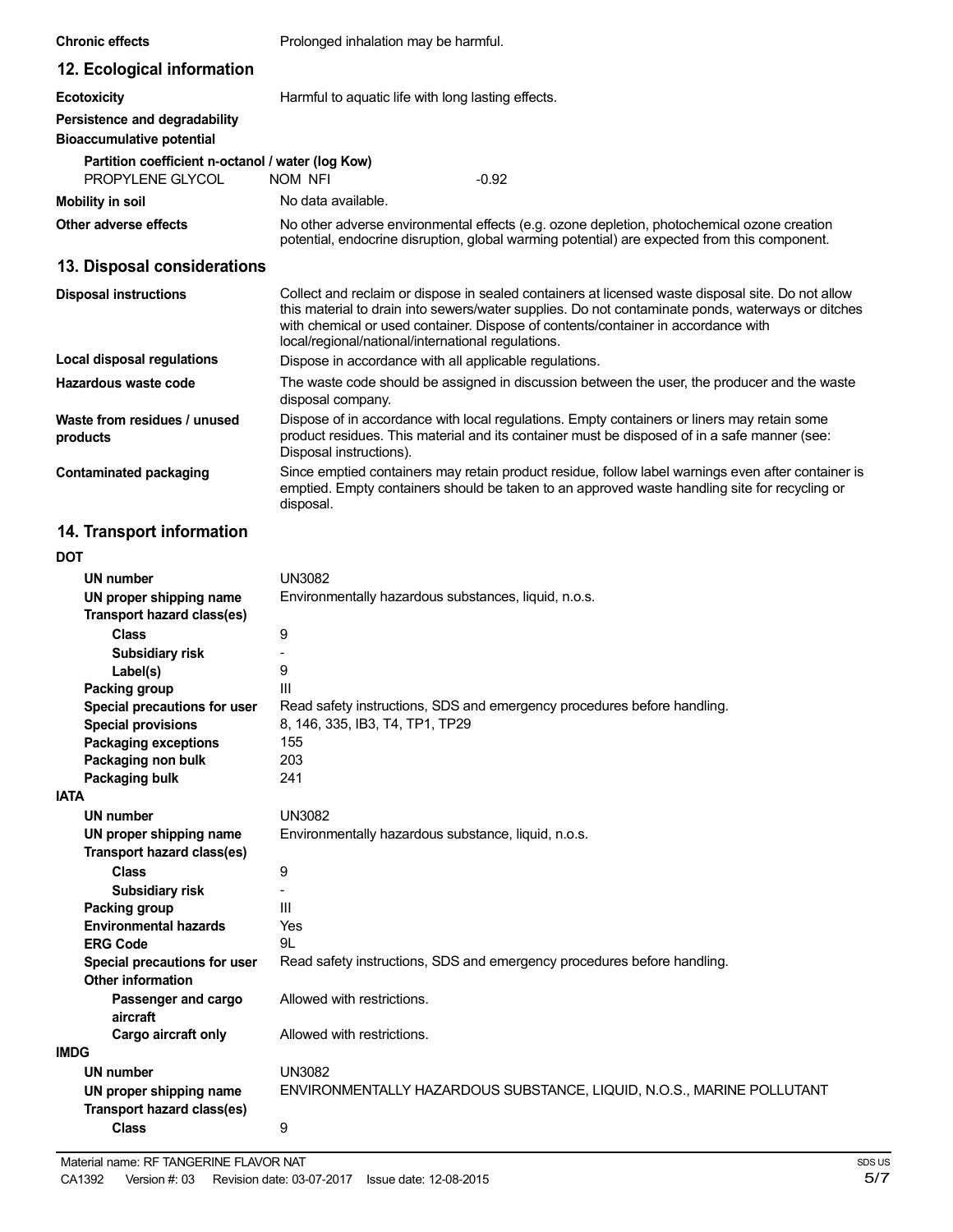**Chronic effects** Prolonged inhalation may be harmful.

## 12. Ecological information

**Ecotoxicity** Harmful to aquatic life with long lasting effects.

**Persistence and degradability**

**Bioaccumulative potential**

**Partition coefficient n-octanol / water (log Kow)**

| PROPYLENE GLYCOL | NOM NFI | -0.92 |
|---|---|---|

**Mobility in soil** No data available.

**Other adverse effects** No other adverse environmental effects (e.g. ozone depletion, photochemical ozone creation potential, endocrine disruption, global warming potential) are expected from this component.

## 13. Disposal considerations

**Disposal instructions** Collect and reclaim or dispose in sealed containers at licensed waste disposal site. Do not allow this material to drain into sewers/water supplies. Do not contaminate ponds, waterways or ditches with chemical or used container. Dispose of contents/container in accordance with local/regional/national/international regulations.

**Local disposal regulations** Dispose in accordance with all applicable regulations.

**Hazardous waste code** The waste code should be assigned in discussion between the user, the producer and the waste disposal company.

**Waste from residues / unused products** Dispose of in accordance with local regulations. Empty containers or liners may retain some product residues. This material and its container must be disposed of in a safe manner (see: Disposal instructions).

**Contaminated packaging** Since emptied containers may retain product residue, follow label warnings even after container is emptied. Empty containers should be taken to an approved waste handling site for recycling or disposal.

## 14. Transport information

**DOT**

- **UN number** UN3082
- **UN proper shipping name** Environmentally hazardous substances, liquid, n.o.s.
- **Transport hazard class(es)**
  - **Class** 9
  - **Subsidiary risk** -
  - **Label(s)** 9
- **Packing group** III
- **Special precautions for user** Read safety instructions, SDS and emergency procedures before handling.
- **Special provisions** 8, 146, 335, IB3, T4, TP1, TP29
- **Packaging exceptions** 155
- **Packaging non bulk** 203
- **Packaging bulk** 241

**IATA**

- **UN number** UN3082
- **UN proper shipping name** Environmentally hazardous substance, liquid, n.o.s.
- **Transport hazard class(es)**
  - **Class** 9
  - **Subsidiary risk** -
- **Packing group** III
- **Environmental hazards** Yes
- **ERG Code** 9L
- **Special precautions for user** Read safety instructions, SDS and emergency procedures before handling.
- **Other information**
  - **Passenger and cargo aircraft** Allowed with restrictions.
  - **Cargo aircraft only** Allowed with restrictions.

**IMDG**

- **UN number** UN3082
- **UN proper shipping name** ENVIRONMENTALLY HAZARDOUS SUBSTANCE, LIQUID, N.O.S., MARINE POLLUTANT
- **Transport hazard class(es)**
  - **Class** 9

Material name: RF TANGERINE FLAVOR NAT

CA1392 Version #: 03 Revision date: 03-07-2017 Issue date: 12-08-2015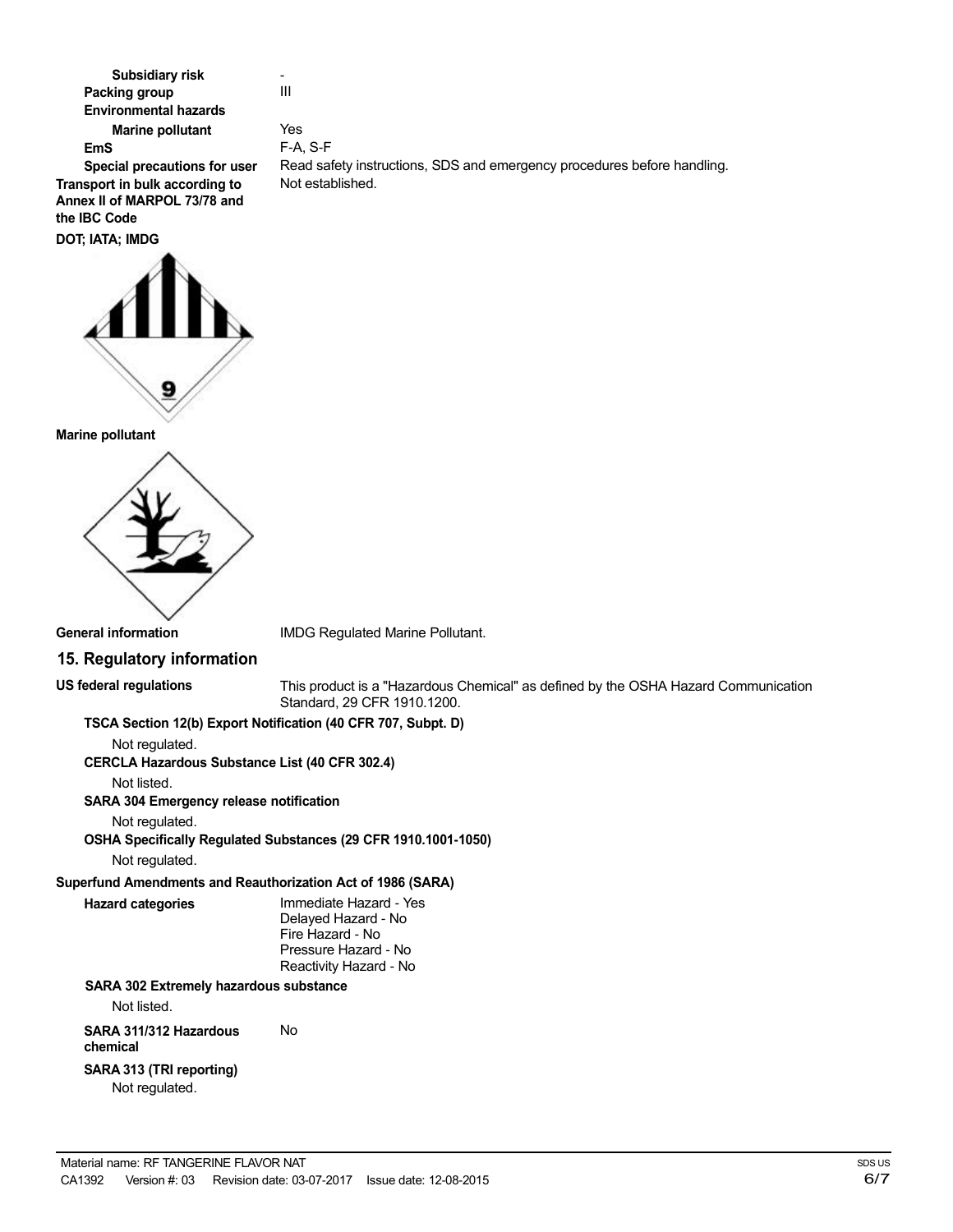**Subsidiary risk** -

**Packing group** III

**Environmental hazards**

**Marine pollutant** Yes

**EmS** F-A, S-F

**Special precautions for user** Read safety instructions, SDS and emergency procedures before handling.

**Transport in bulk according to Annex II of MARPOL 73/78 and the IBC Code** Not established.

**DOT; IATA; IMDG**

**Marine pollutant**

**General information** IMDG Regulated Marine Pollutant.

## 15. Regulatory information

**US federal regulations** This product is a "Hazardous Chemical" as defined by the OSHA Hazard Communication Standard, 29 CFR 1910.1200.

**TSCA Section 12(b) Export Notification (40 CFR 707, Subpt. D)**

Not regulated.

**CERCLA Hazardous Substance List (40 CFR 302.4)**

Not listed.

**SARA 304 Emergency release notification**

Not regulated.

**OSHA Specifically Regulated Substances (29 CFR 1910.1001-1050)**

Not regulated.

**Superfund Amendments and Reauthorization Act of 1986 (SARA)**

**Hazard categories**

Immediate Hazard - Yes
Delayed Hazard - No
Fire Hazard - No
Pressure Hazard - No
Reactivity Hazard - No

**SARA 302 Extremely hazardous substance**

Not listed.

**SARA 311/312 Hazardous chemical** No

**SARA 313 (TRI reporting)**

Not regulated.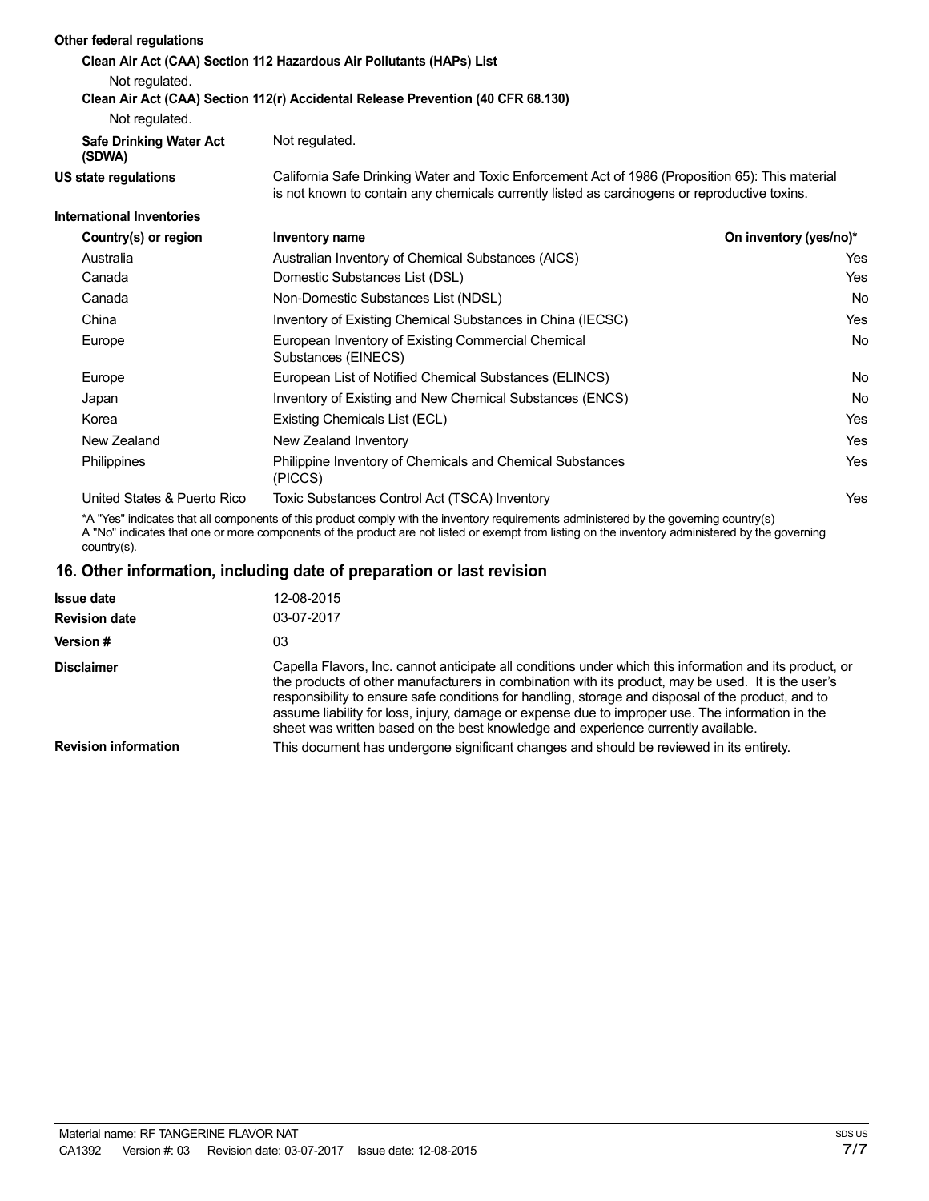**Other federal regulations**

**Clean Air Act (CAA) Section 112 Hazardous Air Pollutants (HAPs) List**

Not regulated.

**Clean Air Act (CAA) Section 112(r) Accidental Release Prevention (40 CFR 68.130)**

Not regulated.

**Safe Drinking Water Act (SDWA)** Not regulated.

**US state regulations** California Safe Drinking Water and Toxic Enforcement Act of 1986 (Proposition 65): This material is not known to contain any chemicals currently listed as carcinogens or reproductive toxins.

**International Inventories**

| Country(s) or region | Inventory name | On inventory (yes/no)* |
|---|---|---|
| Australia | Australian Inventory of Chemical Substances (AICS) | Yes |
| Canada | Domestic Substances List (DSL) | Yes |
| Canada | Non-Domestic Substances List (NDSL) | No |
| China | Inventory of Existing Chemical Substances in China (IECSC) | Yes |
| Europe | European Inventory of Existing Commercial Chemical Substances (EINECS) | No |
| Europe | European List of Notified Chemical Substances (ELINCS) | No |
| Japan | Inventory of Existing and New Chemical Substances (ENCS) | No |
| Korea | Existing Chemicals List (ECL) | Yes |
| New Zealand | New Zealand Inventory | Yes |
| Philippines | Philippine Inventory of Chemicals and Chemical Substances (PICCS) | Yes |
| United States & Puerto Rico | Toxic Substances Control Act (TSCA) Inventory | Yes |

*A "Yes" indicates that all components of this product comply with the inventory requirements administered by the governing country(s)
A "No" indicates that one or more components of the product are not listed or exempt from listing on the inventory administered by the governing country(s).

## 16. Other information, including date of preparation or last revision

**Issue date** 12-08-2015

**Revision date** 03-07-2017

**Version #** 03

**Disclaimer** Capella Flavors, Inc. cannot anticipate all conditions under which this information and its product, or the products of other manufacturers in combination with its product, may be used. It is the user's responsibility to ensure safe conditions for handling, storage and disposal of the product, and to assume liability for loss, injury, damage or expense due to improper use. The information in the sheet was written based on the best knowledge and experience currently available.

**Revision information** This document has undergone significant changes and should be reviewed in its entirety.